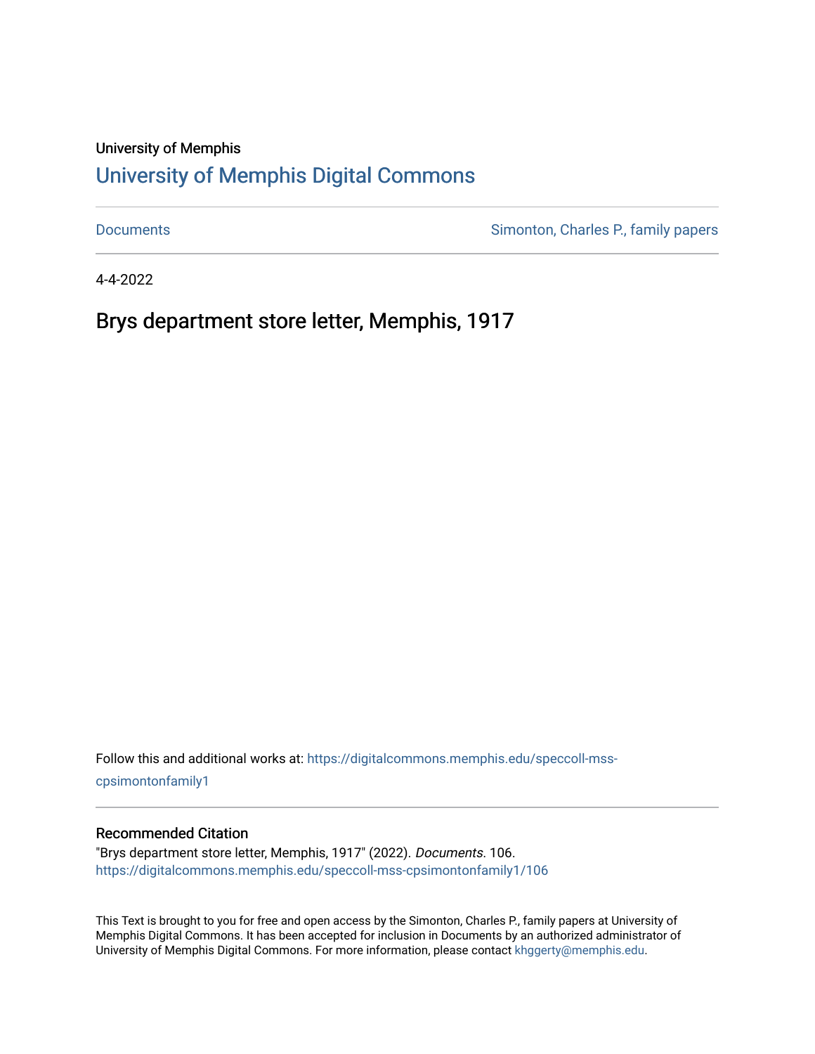University of Memphis

# University of Memphis Digital Commons

Documents | Simonton, Charles P., family papers

4-4-2022

## Brys department store letter, Memphis, 1917

Follow this and additional works at: https://digitalcommons.memphis.edu/speccoll-mss-cpsimontonfamily1

### Recommended Citation

"Brys department store letter, Memphis, 1917" (2022). *Documents*. 106.
https://digitalcommons.memphis.edu/speccoll-mss-cpsimontonfamily1/106

This Text is brought to you for free and open access by the Simonton, Charles P., family papers at University of Memphis Digital Commons. It has been accepted for inclusion in Documents by an authorized administrator of University of Memphis Digital Commons. For more information, please contact khggerty@memphis.edu.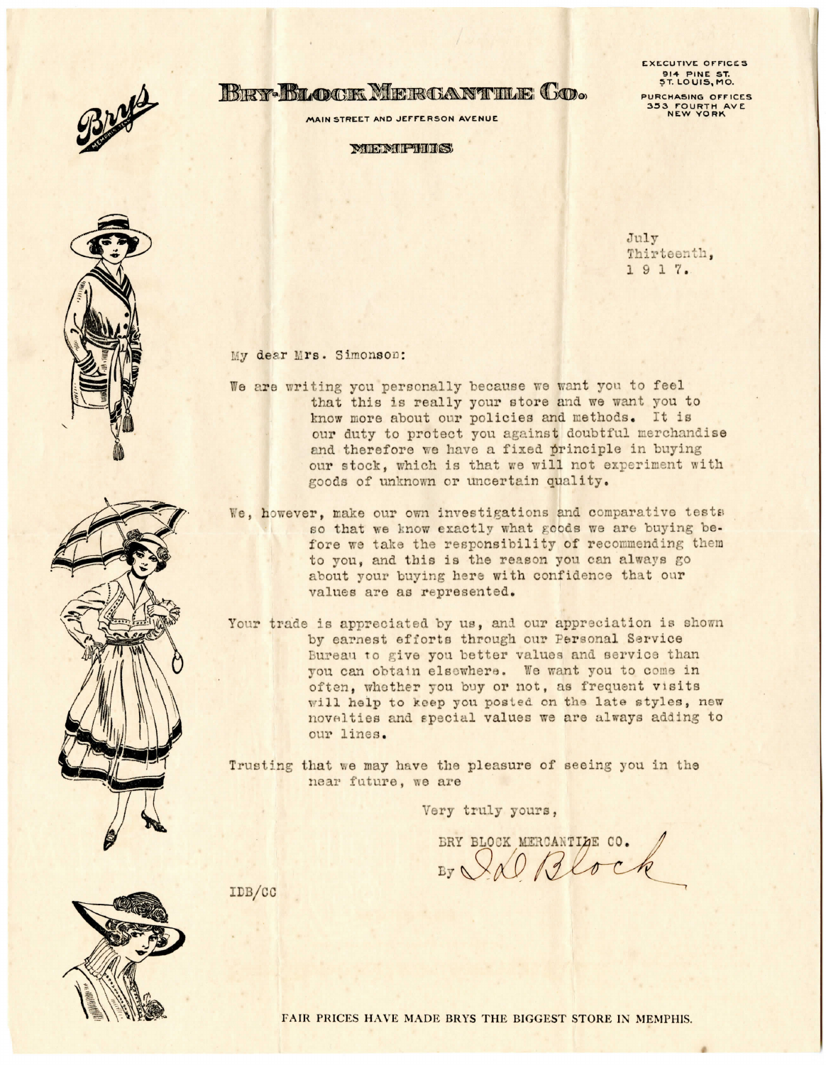**BRY-BLOCK MERCANTILE CO.**

MAIN STREET AND JEFFERSON AVENUE

MEMPHIS

EXECUTIVE OFFICES
914 PINE ST.
ST. LOUIS, MO.

PURCHASING OFFICES
353 FOURTH AVE
NEW YORK

July
Thirteenth,
1 9 1 7.

My dear Mrs. Simonson:

We are writing you personally because we want you to feel that this is really your store and we want you to know more about our policies and methods. It is our duty to protect you against doubtful merchandise and therefore we have a fixed principle in buying our stock, which is that we will not experiment with goods of unknown or uncertain quality.

We, however, make our own investigations and comparative tests so that we know exactly what goods we are buying before we take the responsibility of recommending them to you, and this is the reason you can always go about your buying here with confidence that our values are as represented.

Your trade is appreciated by us, and our appreciation is shown by earnest efforts through our Personal Service Bureau to give you better values and service than you can obtain elsewhere. We want you to come in often, whether you buy or not, as frequent visits will help to keep you posted on the late styles, new novelties and special values we are always adding to our lines.

Trusting that we may have the pleasure of seeing you in the near future, we are

Very truly yours,

BRY BLOCK MERCANTILE CO.
By I.D. Block

IDB/CC

FAIR PRICES HAVE MADE BRYS THE BIGGEST STORE IN MEMPHIS.